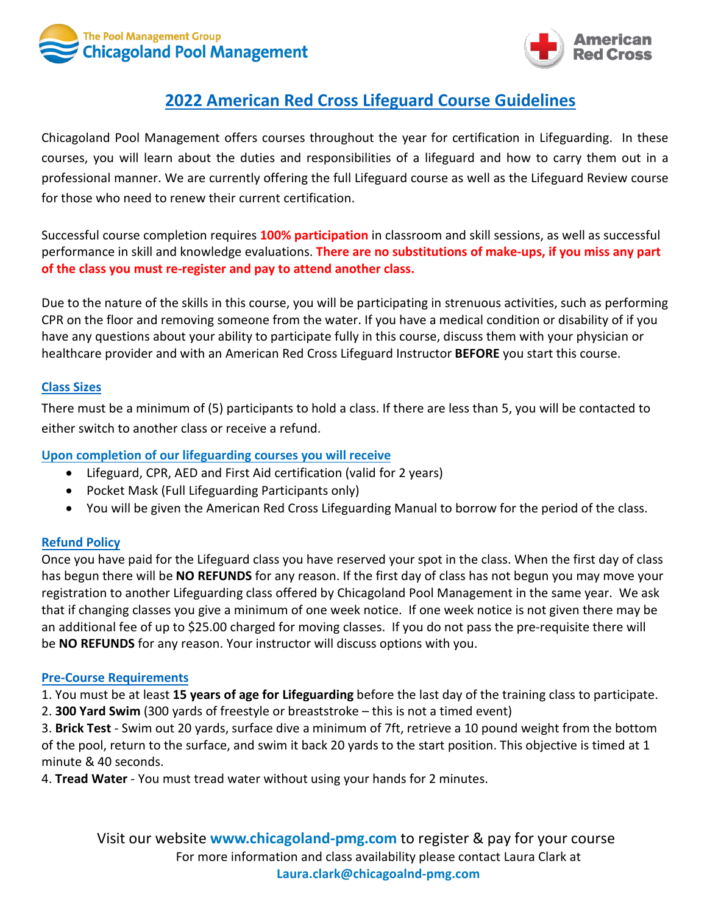The Pool Management Group
Chicagoland Pool Management

American Red Cross

# 2022 American Red Cross Lifeguard Course Guidelines

Chicagoland Pool Management offers courses throughout the year for certification in Lifeguarding. In these courses, you will learn about the duties and responsibilities of a lifeguard and how to carry them out in a professional manner. We are currently offering the full Lifeguard course as well as the Lifeguard Review course for those who need to renew their current certification.

Successful course completion requires **100% participation** in classroom and skill sessions, as well as successful performance in skill and knowledge evaluations. **There are no substitutions of make-ups, if you miss any part of the class you must re-register and pay to attend another class.**

Due to the nature of the skills in this course, you will be participating in strenuous activities, such as performing CPR on the floor and removing someone from the water. If you have a medical condition or disability of if you have any questions about your ability to participate fully in this course, discuss them with your physician or healthcare provider and with an American Red Cross Lifeguard Instructor **BEFORE** you start this course.

## Class Sizes

There must be a minimum of (5) participants to hold a class. If there are less than 5, you will be contacted to either switch to another class or receive a refund.

## Upon completion of our lifeguarding courses you will receive

- Lifeguard, CPR, AED and First Aid certification (valid for 2 years)
- Pocket Mask (Full Lifeguarding Participants only)
- You will be given the American Red Cross Lifeguarding Manual to borrow for the period of the class.

## Refund Policy

Once you have paid for the Lifeguard class you have reserved your spot in the class. When the first day of class has begun there will be **NO REFUNDS** for any reason. If the first day of class has not begun you may move your registration to another Lifeguarding class offered by Chicagoland Pool Management in the same year. We ask that if changing classes you give a minimum of one week notice. If one week notice is not given there may be an additional fee of up to $25.00 charged for moving classes. If you do not pass the pre-requisite there will be **NO REFUNDS** for any reason. Your instructor will discuss options with you.

## Pre-Course Requirements

1. You must be at least **15 years of age for Lifeguarding** before the last day of the training class to participate.
2. **300 Yard Swim** (300 yards of freestyle or breaststroke – this is not a timed event)
3. **Brick Test** - Swim out 20 yards, surface dive a minimum of 7ft, retrieve a 10 pound weight from the bottom of the pool, return to the surface, and swim it back 20 yards to the start position. This objective is timed at 1 minute & 40 seconds.
4. **Tread Water** - You must tread water without using your hands for 2 minutes.

Visit our website **www.chicagoland-pmg.com** to register & pay for your course
For more information and class availability please contact Laura Clark at
**Laura.clark@chicagoalnd-pmg.com**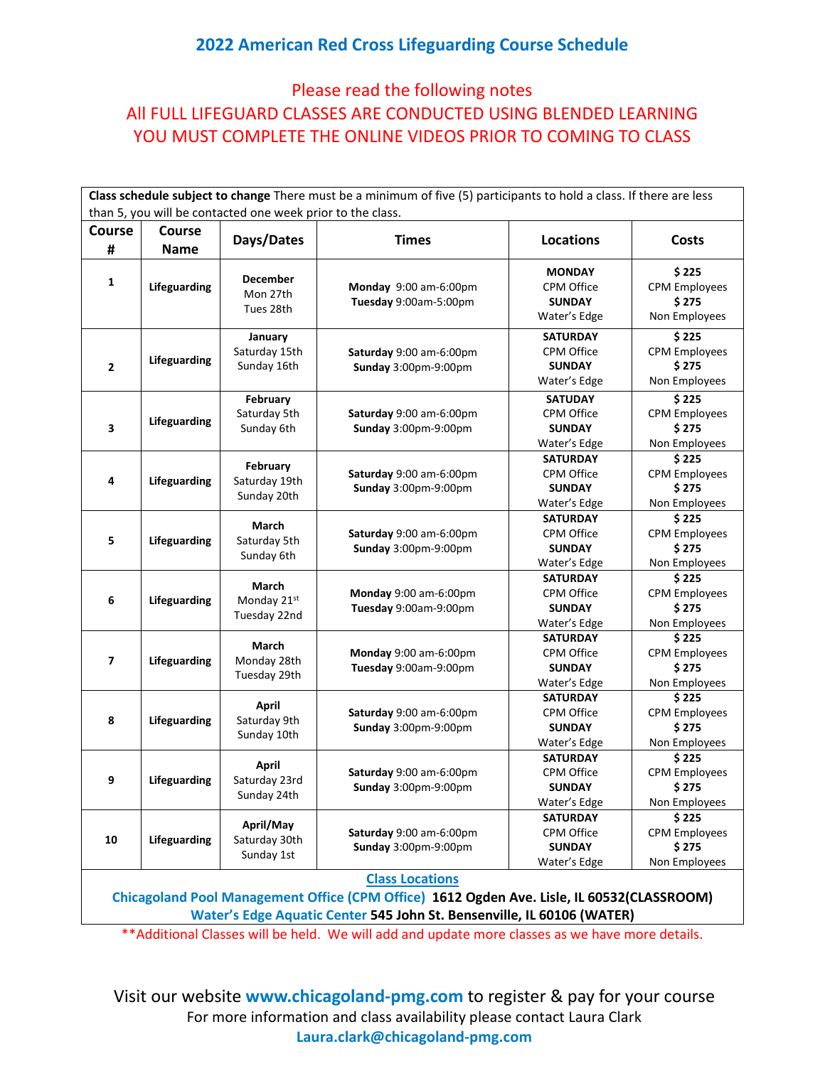## 2022 American Red Cross Lifeguarding Course Schedule

Please read the following notes
All FULL LIFEGUARD CLASSES ARE CONDUCTED USING BLENDED LEARNING
YOU MUST COMPLETE THE ONLINE VIDEOS PRIOR TO COMING TO CLASS

**Class schedule subject to change** There must be a minimum of five (5) participants to hold a class. If there are less than 5, you will be contacted one week prior to the class.

| Course # | Course Name | Days/Dates | Times | Locations | Costs |
|---|---|---|---|---|---|
| 1 | **Lifeguarding** | **December** Mon 27th Tues 28th | **Monday** 9:00 am-6:00pm **Tuesday** 9:00am-5:00pm | **MONDAY** CPM Office **SUNDAY** Water's Edge | **$ 225** CPM Employees **$ 275** Non Employees |
| 2 | **Lifeguarding** | **January** Saturday 15th Sunday 16th | **Saturday** 9:00 am-6:00pm **Sunday** 3:00pm-9:00pm | **SATURDAY** CPM Office **SUNDAY** Water's Edge | **$ 225** CPM Employees **$ 275** Non Employees |
| 3 | **Lifeguarding** | **February** Saturday 5th Sunday 6th | **Saturday** 9:00 am-6:00pm **Sunday** 3:00pm-9:00pm | **SATUDAY** CPM Office **SUNDAY** Water's Edge | **$ 225** CPM Employees **$ 275** Non Employees |
| 4 | **Lifeguarding** | **February** Saturday 19th Sunday 20th | **Saturday** 9:00 am-6:00pm **Sunday** 3:00pm-9:00pm | **SATURDAY** CPM Office **SUNDAY** Water's Edge | **$ 225** CPM Employees **$ 275** Non Employees |
| 5 | **Lifeguarding** | **March** Saturday 5th Sunday 6th | **Saturday** 9:00 am-6:00pm **Sunday** 3:00pm-9:00pm | **SATURDAY** CPM Office **SUNDAY** Water's Edge | **$ 225** CPM Employees **$ 275** Non Employees |
| 6 | **Lifeguarding** | **March** Monday 21st Tuesday 22nd | **Monday** 9:00 am-6:00pm **Tuesday** 9:00am-9:00pm | **SATURDAY** CPM Office **SUNDAY** Water's Edge | **$ 225** CPM Employees **$ 275** Non Employees |
| 7 | **Lifeguarding** | **March** Monday 28th Tuesday 29th | **Monday** 9:00 am-6:00pm **Tuesday** 9:00am-9:00pm | **SATURDAY** CPM Office **SUNDAY** Water's Edge | **$ 225** CPM Employees **$ 275** Non Employees |
| 8 | **Lifeguarding** | **April** Saturday 9th Sunday 10th | **Saturday** 9:00 am-6:00pm **Sunday** 3:00pm-9:00pm | **SATURDAY** CPM Office **SUNDAY** Water's Edge | **$ 225** CPM Employees **$ 275** Non Employees |
| 9 | **Lifeguarding** | **April** Saturday 23rd Sunday 24th | **Saturday** 9:00 am-6:00pm **Sunday** 3:00pm-9:00pm | **SATURDAY** CPM Office **SUNDAY** Water's Edge | **$ 225** CPM Employees **$ 275** Non Employees |
| 10 | **Lifeguarding** | **April/May** Saturday 30th Sunday 1st | **Saturday** 9:00 am-6:00pm **Sunday** 3:00pm-9:00pm | **SATURDAY** CPM Office **SUNDAY** Water's Edge | **$ 225** CPM Employees **$ 275** Non Employees |

**Class Locations**

**Chicagoland Pool Management Office (CPM Office) 1612 Ogden Ave. Lisle, IL 60532(CLASSROOM)**
**Water's Edge Aquatic Center 545 John St. Bensenville, IL 60106 (WATER)**

**Additional Classes will be held. We will add and update more classes as we have more details.

Visit our website **www.chicagoland-pmg.com** to register & pay for your course
For more information and class availability please contact Laura Clark
**Laura.clark@chicagoland-pmg.com**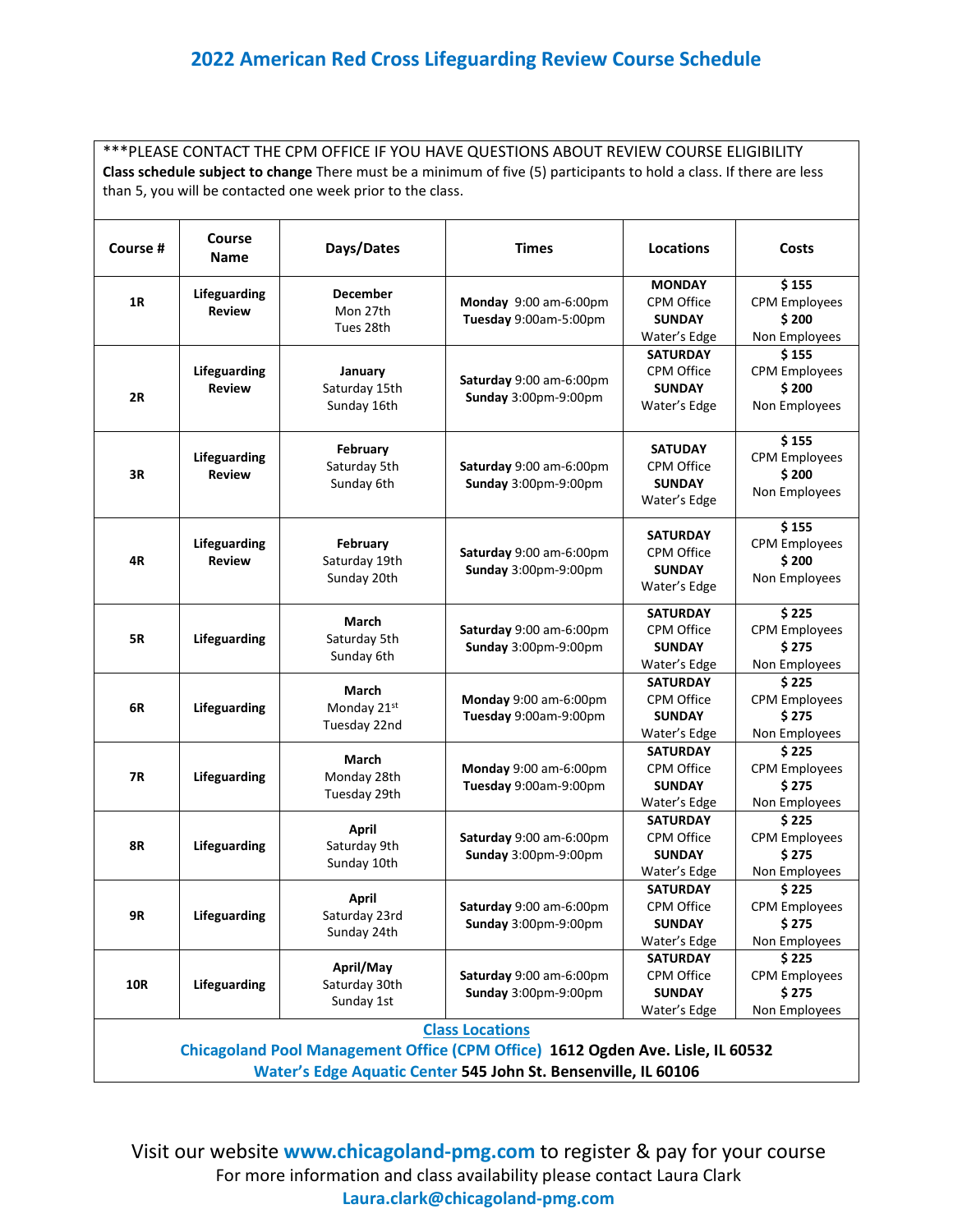# 2022 American Red Cross Lifeguarding Review Course Schedule

***PLEASE CONTACT THE CPM OFFICE IF YOU HAVE QUESTIONS ABOUT REVIEW COURSE ELIGIBILITY
**Class schedule subject to change** There must be a minimum of five (5) participants to hold a class. If there are less than 5, you will be contacted one week prior to the class.

| Course # | Course Name | Days/Dates | Times | Locations | Costs |
|---|---|---|---|---|---|
| 1R | Lifeguarding Review | **December** Mon 27th Tues 28th | **Monday** 9:00 am-6:00pm **Tuesday** 9:00am-5:00pm | **MONDAY** CPM Office **SUNDAY** Water's Edge | **$ 155** CPM Employees **$ 200** Non Employees |
| 2R | Lifeguarding Review | **January** Saturday 15th Sunday 16th | **Saturday** 9:00 am-6:00pm **Sunday** 3:00pm-9:00pm | **SATURDAY** CPM Office **SUNDAY** Water's Edge | **$ 155** CPM Employees **$ 200** Non Employees |
| 3R | Lifeguarding Review | **February** Saturday 5th Sunday 6th | **Saturday** 9:00 am-6:00pm **Sunday** 3:00pm-9:00pm | **SATUDAY** CPM Office **SUNDAY** Water's Edge | **$ 155** CPM Employees **$ 200** Non Employees |
| 4R | Lifeguarding Review | **February** Saturday 19th Sunday 20th | **Saturday** 9:00 am-6:00pm **Sunday** 3:00pm-9:00pm | **SATURDAY** CPM Office **SUNDAY** Water's Edge | **$ 155** CPM Employees **$ 200** Non Employees |
| 5R | Lifeguarding | **March** Saturday 5th Sunday 6th | **Saturday** 9:00 am-6:00pm **Sunday** 3:00pm-9:00pm | **SATURDAY** CPM Office **SUNDAY** Water's Edge | **$ 225** CPM Employees **$ 275** Non Employees |
| 6R | Lifeguarding | **March** Monday 21st Tuesday 22nd | **Monday** 9:00 am-6:00pm **Tuesday** 9:00am-9:00pm | **SATURDAY** CPM Office **SUNDAY** Water's Edge | **$ 225** CPM Employees **$ 275** Non Employees |
| 7R | Lifeguarding | **March** Monday 28th Tuesday 29th | **Monday** 9:00 am-6:00pm **Tuesday** 9:00am-9:00pm | **SATURDAY** CPM Office **SUNDAY** Water's Edge | **$ 225** CPM Employees **$ 275** Non Employees |
| 8R | Lifeguarding | **April** Saturday 9th Sunday 10th | **Saturday** 9:00 am-6:00pm **Sunday** 3:00pm-9:00pm | **SATURDAY** CPM Office **SUNDAY** Water's Edge | **$ 225** CPM Employees **$ 275** Non Employees |
| 9R | Lifeguarding | **April** Saturday 23rd Sunday 24th | **Saturday** 9:00 am-6:00pm **Sunday** 3:00pm-9:00pm | **SATURDAY** CPM Office **SUNDAY** Water's Edge | **$ 225** CPM Employees **$ 275** Non Employees |
| 10R | Lifeguarding | **April/May** Saturday 30th Sunday 1st | **Saturday** 9:00 am-6:00pm **Sunday** 3:00pm-9:00pm | **SATURDAY** CPM Office **SUNDAY** Water's Edge | **$ 225** CPM Employees **$ 275** Non Employees |

**Class Locations**

**Chicagoland Pool Management Office (CPM Office) 1612 Ogden Ave. Lisle, IL 60532**

**Water's Edge Aquatic Center 545 John St. Bensenville, IL 60106**

Visit our website **www.chicagoland-pmg.com** to register & pay for your course

For more information and class availability please contact Laura Clark

**Laura.clark@chicagoland-pmg.com**